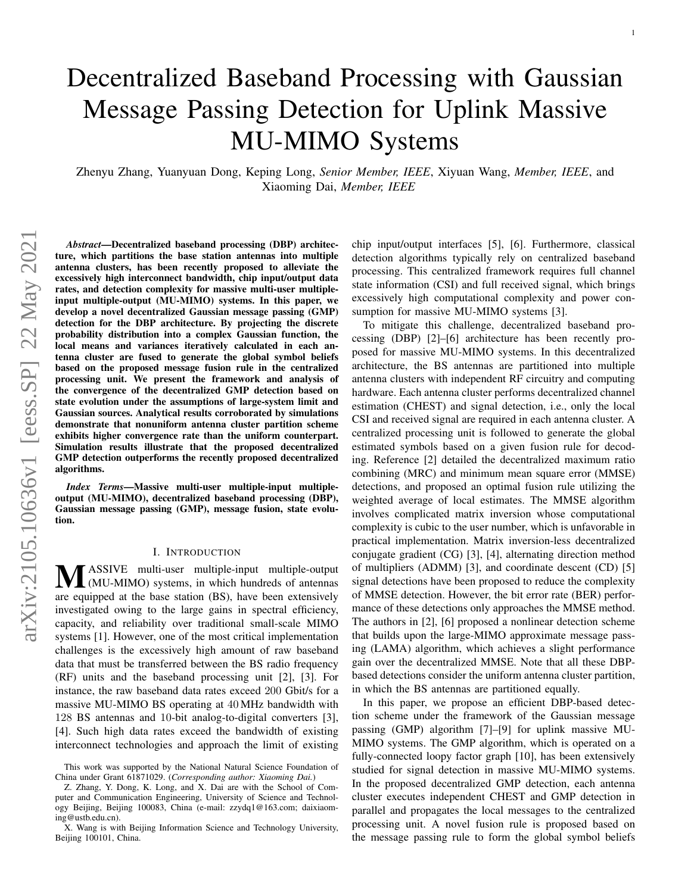# Decentralized Baseband Processing with Gaussian Message Passing Detection for Uplink Massive MU-MIMO Systems

Zhenyu Zhang, Yuanyuan Dong, Keping Long, *Senior Member, IEEE*, Xiyuan Wang, *Member, IEEE*, and Xiaoming Dai, *Member, IEEE*

***Abstract*—Decentralized baseband processing (DBP) architecture, which partitions the base station antennas into multiple antenna clusters, has been recently proposed to alleviate the excessively high interconnect bandwidth, chip input/output data rates, and detection complexity for massive multi-user multiple-input multiple-output (MU-MIMO) systems. In this paper, we develop a novel decentralized Gaussian message passing (GMP) detection for the DBP architecture. By projecting the discrete probability distribution into a complex Gaussian function, the local means and variances iteratively calculated in each antenna cluster are fused to generate the global symbol beliefs based on the proposed message fusion rule in the centralized processing unit. We present the framework and analysis of the convergence of the decentralized GMP detection based on state evolution under the assumptions of large-system limit and Gaussian sources. Analytical results corroborated by simulations demonstrate that nonuniform antenna cluster partition scheme exhibits higher convergence rate than the uniform counterpart. Simulation results illustrate that the proposed decentralized GMP detection outperforms the recently proposed decentralized algorithms.**

***Index Terms*—Massive multi-user multiple-input multiple-output (MU-MIMO), decentralized baseband processing (DBP), Gaussian message passing (GMP), message fusion, state evolution.**

## I. Introduction

Massive multi-user multiple-input multiple-output (MU-MIMO) systems, in which hundreds of antennas are equipped at the base station (BS), have been extensively investigated owing to the large gains in spectral efficiency, capacity, and reliability over traditional small-scale MIMO systems [1]. However, one of the most critical implementation challenges is the excessively high amount of raw baseband data that must be transferred between the BS radio frequency (RF) units and the baseband processing unit [2], [3]. For instance, the raw baseband data rates exceed 200 Gbit/s for a massive MU-MIMO BS operating at 40 MHz bandwidth with 128 BS antennas and 10-bit analog-to-digital converters [3], [4]. Such high data rates exceed the bandwidth of existing interconnect technologies and approach the limit of existing chip input/output interfaces [5], [6]. Furthermore, classical detection algorithms typically rely on centralized baseband processing. This centralized framework requires full channel state information (CSI) and full received signal, which brings excessively high computational complexity and power consumption for massive MU-MIMO systems [3].

To mitigate this challenge, decentralized baseband processing (DBP) [2]–[6] architecture has been recently proposed for massive MU-MIMO systems. In this decentralized architecture, the BS antennas are partitioned into multiple antenna clusters with independent RF circuitry and computing hardware. Each antenna cluster performs decentralized channel estimation (CHEST) and signal detection, i.e., only the local CSI and received signal are required in each antenna cluster. A centralized processing unit is followed to generate the global estimated symbols based on a given fusion rule for decoding. Reference [2] detailed the decentralized maximum ratio combining (MRC) and minimum mean square error (MMSE) detections, and proposed an optimal fusion rule utilizing the weighted average of local estimates. The MMSE algorithm involves complicated matrix inversion whose computational complexity is cubic to the user number, which is unfavorable in practical implementation. Matrix inversion-less decentralized conjugate gradient (CG) [3], [4], alternating direction method of multipliers (ADMM) [3], and coordinate descent (CD) [5] signal detections have been proposed to reduce the complexity of MMSE detection. However, the bit error rate (BER) performance of these detections only approaches the MMSE method. The authors in [2], [6] proposed a nonlinear detection scheme that builds upon the large-MIMO approximate message passing (LAMA) algorithm, which achieves a slight performance gain over the decentralized MMSE. Note that all these DBP-based detections consider the uniform antenna cluster partition, in which the BS antennas are partitioned equally.

In this paper, we propose an efficient DBP-based detection scheme under the framework of the Gaussian message passing (GMP) algorithm [7]–[9] for uplink massive MU-MIMO systems. The GMP algorithm, which is operated on a fully-connected loopy factor graph [10], has been extensively studied for signal detection in massive MU-MIMO systems. In the proposed decentralized GMP detection, each antenna cluster executes independent CHEST and GMP detection in parallel and propagates the local messages to the centralized processing unit. A novel fusion rule is proposed based on the message passing rule to form the global symbol beliefs

---

This work was supported by the National Natural Science Foundation of China under Grant 61871029. (*Corresponding author: Xiaoming Dai.*)

Z. Zhang, Y. Dong, K. Long, and X. Dai are with the School of Computer and Communication Engineering, University of Science and Technology Beijing, Beijing 100083, China (e-mail: zzydq1@163.com; daixiaoming@ustb.edu.cn).

X. Wang is with Beijing Information Science and Technology University, Beijing 100101, China.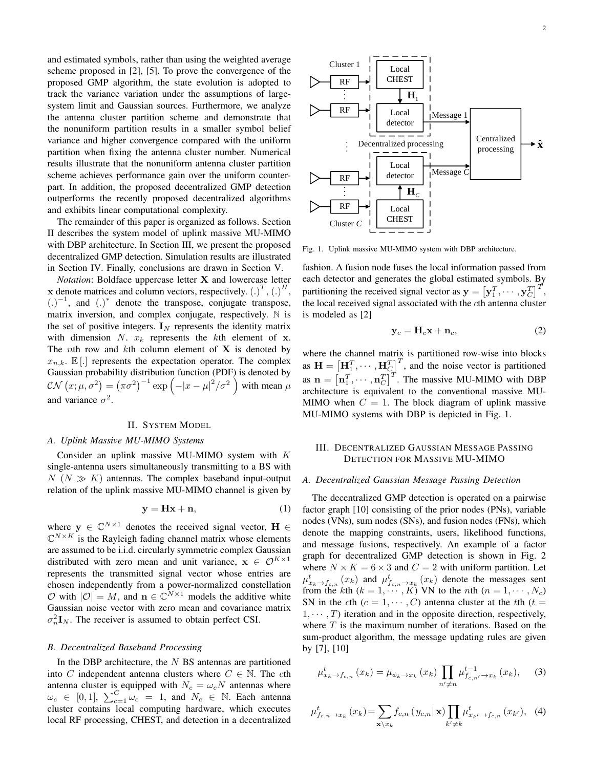and estimated symbols, rather than using the weighted average scheme proposed in [2], [5]. To prove the convergence of the proposed GMP algorithm, the state evolution is adopted to track the variance variation under the assumptions of large-system limit and Gaussian sources. Furthermore, we analyze the antenna cluster partition scheme and demonstrate that the nonuniform partition results in a smaller symbol belief variance and higher convergence compared with the uniform partition when fixing the antenna cluster number. Numerical results illustrate that the nonuniform antenna cluster partition scheme achieves performance gain over the uniform counterpart. In addition, the proposed decentralized GMP detection outperforms the recently proposed decentralized algorithms and exhibits linear computational complexity.

The remainder of this paper is organized as follows. Section II describes the system model of uplink massive MU-MIMO with DBP architecture. In Section III, we present the proposed decentralized GMP detection. Simulation results are illustrated in Section IV. Finally, conclusions are drawn in Section V.

*Notation*: Boldface uppercase letter $\mathbf{X}$ and lowercase letter $\mathbf{x}$ denote matrices and column vectors, respectively. $(.)^T$, $(.)^H$, $(.)^{-1}$, and $(.)^*$ denote the transpose, conjugate transpose, matrix inversion, and complex conjugate, respectively. $\mathbb{N}$ is the set of positive integers. $\mathbf{I}_N$ represents the identity matrix with dimension $N$. $x_k$ represents the $k$th element of $\mathbf{x}$. The $n$th row and $k$th column element of $\mathbf{X}$ is denoted by $x_{n,k}$. $\mathbb{E}[.]$ represents the expectation operator. The complex Gaussian probability distribution function (PDF) is denoted by $\mathcal{CN}(x;\mu,\sigma^2) = (\pi\sigma^2)^{-1}\exp\left(-|x-\mu|^2/\sigma^2\right)$ with mean $\mu$ and variance $\sigma^2$.

## II. System Model

### A. Uplink Massive MU-MIMO Systems

Consider an uplink massive MU-MIMO system with $K$ single-antenna users simultaneously transmitting to a BS with $N$ ($N \gg K$) antennas. The complex baseband input-output relation of the uplink massive MU-MIMO channel is given by

$$\mathbf{y} = \mathbf{H}\mathbf{x} + \mathbf{n}, \tag{1}$$

where $\mathbf{y} \in \mathbb{C}^{N\times 1}$ denotes the received signal vector, $\mathbf{H} \in \mathbb{C}^{N\times K}$ is the Rayleigh fading channel matrix whose elements are assumed to be i.i.d. circularly symmetric complex Gaussian distributed with zero mean and unit variance, $\mathbf{x} \in \mathcal{O}^{K\times 1}$ represents the transmitted signal vector whose entries are chosen independently from a power-normalized constellation $\mathcal{O}$ with $|\mathcal{O}| = M$, and $\mathbf{n} \in \mathbb{C}^{N\times 1}$ models the additive white Gaussian noise vector with zero mean and covariance matrix $\sigma_n^2\mathbf{I}_N$. The receiver is assumed to obtain perfect CSI.

### B. Decentralized Baseband Processing

In the DBP architecture, the $N$ BS antennas are partitioned into $C$ independent antenna clusters where $C \in \mathbb{N}$. The $c$th antenna cluster is equipped with $N_c = \omega_c N$ antennas where $\omega_c \in [0,1]$, $\sum_{c=1}^{C}\omega_c = 1$, and $N_c \in \mathbb{N}$. Each antenna cluster contains local computing hardware, which executes local RF processing, CHEST, and detection in a decentralized fashion. A fusion node fuses the local information passed from each detector and generates the global estimated symbols. By partitioning the received signal vector as $\mathbf{y} = \left[\mathbf{y}_1^T, \cdots, \mathbf{y}_C^T\right]^T$, the local received signal associated with the $c$th antenna cluster is modeled as [2]

$$\mathbf{y}_c = \mathbf{H}_c\mathbf{x} + \mathbf{n}_c, \tag{2}$$

where the channel matrix is partitioned row-wise into blocks as $\mathbf{H} = \left[\mathbf{H}_1^T, \cdots, \mathbf{H}_C^T\right]^T$, and the noise vector is partitioned as $\mathbf{n} = \left[\mathbf{n}_1^T, \cdots, \mathbf{n}_C^T\right]^T$. The massive MU-MIMO with DBP architecture is equivalent to the conventional massive MU-MIMO when $C = 1$. The block diagram of uplink massive MU-MIMO systems with DBP is depicted in Fig. 1.

Fig. 1. Uplink massive MU-MIMO system with DBP architecture.

## III. Decentralized Gaussian Message Passing Detection for Massive MU-MIMO

### A. Decentralized Gaussian Message Passing Detection

The decentralized GMP detection is operated on a pairwise factor graph [10] consisting of the prior nodes (PNs), variable nodes (VNs), sum nodes (SNs), and fusion nodes (FNs), which denote the mapping constraints, users, likelihood functions, and message fusions, respectively. An example of a factor graph for decentralized GMP detection is shown in Fig. 2 where $N \times K = 6 \times 3$ and $C = 2$ with uniform partition. Let $\mu^t_{x_k\to f_{c,n}}(x_k)$ and $\mu^t_{f_{c,n}\to x_k}(x_k)$ denote the messages sent from the $k$th ($k = 1,\cdots,K$) VN to the $n$th ($n = 1,\cdots,N_c$) SN in the $c$th ($c = 1,\cdots,C$) antenna cluster at the $t$th ($t = 1,\cdots,T$) iteration and in the opposite direction, respectively, where $T$ is the maximum number of iterations. Based on the sum-product algorithm, the message updating rules are given by [7], [10]

$$\mu^t_{x_k\to f_{c,n}}(x_k) = \mu_{\phi_k\to x_k}(x_k)\prod_{n'\neq n}\mu^{t-1}_{f_{c,n'}\to x_k}(x_k), \tag{3}$$

$$\mu^t_{f_{c,n}\to x_k}(x_k) = \sum_{\mathbf{x}\backslash x_k} f_{c,n}(y_{c,n}|\,\mathbf{x})\prod_{k'\neq k}\mu^t_{x_{k'}\to f_{c,n}}(x_{k'}), \tag{4}$$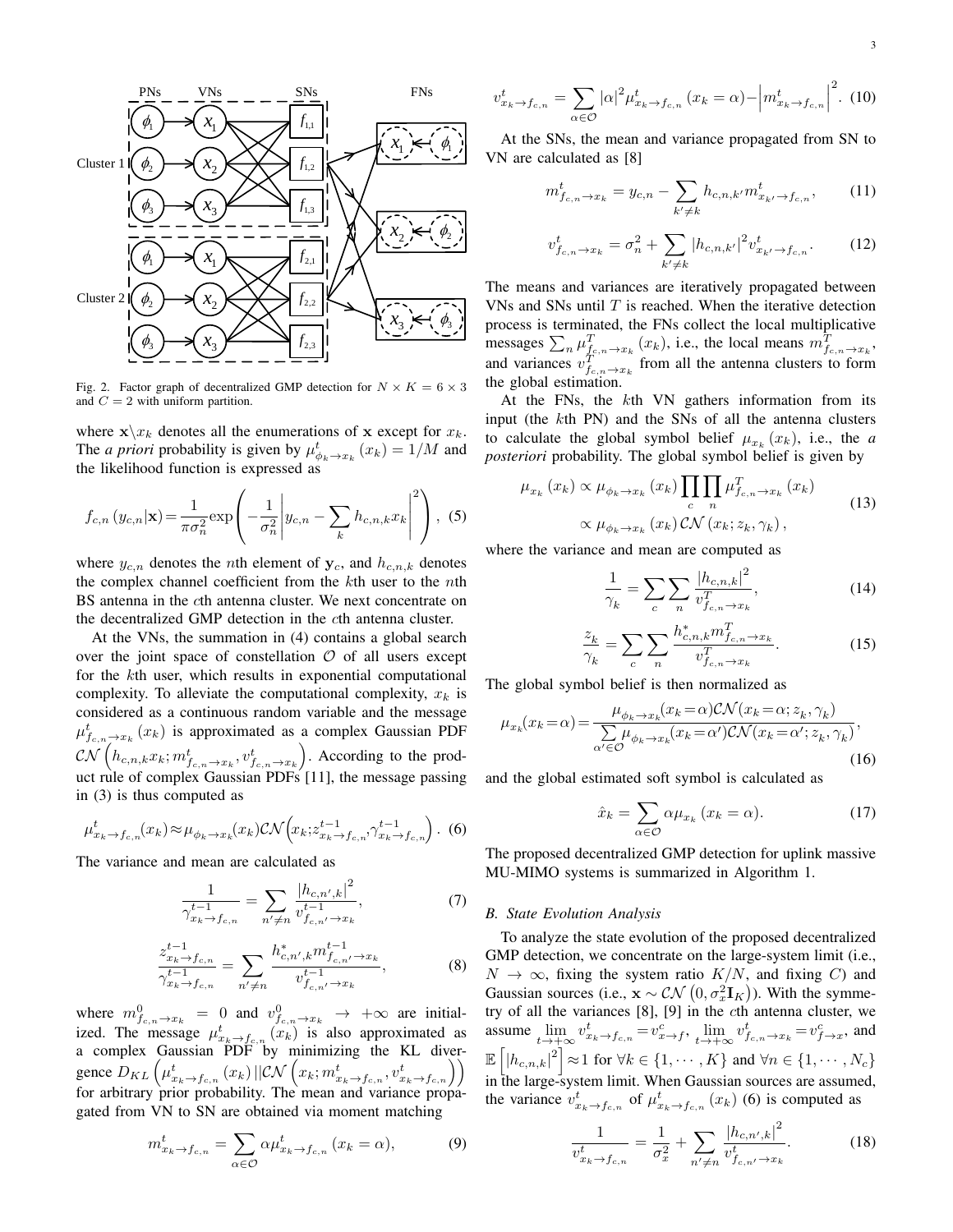Fig. 2. Factor graph of decentralized GMP detection for $N \times K = 6 \times 3$ and $C = 2$ with uniform partition.

where $\mathbf{x}\backslash x_k$ denotes all the enumerations of $\mathbf{x}$ except for $x_k$. The *a priori* probability is given by $\mu^t_{\phi_k \to x_k}(x_k) = 1/M$ and the likelihood function is expressed as

$$f_{c,n}(y_{c,n}|\mathbf{x}) = \frac{1}{\pi\sigma_n^2}\exp\left(-\frac{1}{\sigma_n^2}\left|y_{c,n} - \sum_k h_{c,n,k}x_k\right|^2\right), \quad (5)$$

where $y_{c,n}$ denotes the $n$th element of $\mathbf{y}_c$, and $h_{c,n,k}$ denotes the complex channel coefficient from the $k$th user to the $n$th BS antenna in the $c$th antenna cluster. We next concentrate on the decentralized GMP detection in the $c$th antenna cluster.

At the VNs, the summation in (4) contains a global search over the joint space of constellation $\mathcal{O}$ of all users except for the $k$th user, which results in exponential computational complexity. To alleviate the computational complexity, $x_k$ is considered as a continuous random variable and the message $\mu^t_{f_{c,n}\to x_k}(x_k)$ is approximated as a complex Gaussian PDF $\mathcal{CN}\left(h_{c,n,k}x_k; m^t_{f_{c,n}\to x_k}, v^t_{f_{c,n}\to x_k}\right)$. According to the product rule of complex Gaussian PDFs [11], the message passing in (3) is thus computed as

$$\mu^t_{x_k\to f_{c,n}}(x_k) \approx \mu_{\phi_k\to x_k}(x_k)\mathcal{CN}\left(x_k; z^{t-1}_{x_k\to f_{c,n}}, \gamma^{t-1}_{x_k\to f_{c,n}}\right). \quad (6)$$

The variance and mean are calculated as

$$\frac{1}{\gamma^{t-1}_{x_k\to f_{c,n}}} = \sum_{n'\neq n} \frac{|h_{c,n',k}|^2}{v^{t-1}_{f_{c,n'}\to x_k}}, \quad (7)$$

$$\frac{z^{t-1}_{x_k\to f_{c,n}}}{\gamma^{t-1}_{x_k\to f_{c,n}}} = \sum_{n'\neq n} \frac{h^*_{c,n',k} m^{t-1}_{f_{c,n'}\to x_k}}{v^{t-1}_{f_{c,n'}\to x_k}}, \quad (8)$$

where $m^0_{f_{c,n}\to x_k} = 0$ and $v^0_{f_{c,n}\to x_k} \to +\infty$ are initialized. The message $\mu^t_{x_k\to f_{c,n}}(x_k)$ is also approximated as a complex Gaussian PDF by minimizing the KL divergence $D_{KL}\left(\mu^t_{x_k\to f_{c,n}}(x_k) || \mathcal{CN}\left(x_k; m^t_{x_k\to f_{c,n}}, v^t_{x_k\to f_{c,n}}\right)\right)$ for arbitrary prior probability. The mean and variance propagated from VN to SN are obtained via moment matching

$$m^t_{x_k\to f_{c,n}} = \sum_{\alpha\in\mathcal{O}} \alpha\mu^t_{x_k\to f_{c,n}}(x_k = \alpha), \quad (9)$$

$$v^t_{x_k\to f_{c,n}} = \sum_{\alpha\in\mathcal{O}} |\alpha|^2 \mu^t_{x_k\to f_{c,n}}(x_k = \alpha) - \left|m^t_{x_k\to f_{c,n}}\right|^2. \quad (10)$$

At the SNs, the mean and variance propagated from SN to VN are calculated as [8]

$$m^t_{f_{c,n}\to x_k} = y_{c,n} - \sum_{k'\neq k} h_{c,n,k'} m^t_{x_{k'}\to f_{c,n}}, \quad (11)$$

$$v^t_{f_{c,n}\to x_k} = \sigma_n^2 + \sum_{k'\neq k} |h_{c,n,k'}|^2 v^t_{x_{k'}\to f_{c,n}}. \quad (12)$$

The means and variances are iteratively propagated between VNs and SNs until $T$ is reached. When the iterative detection process is terminated, the FNs collect the local multiplicative messages $\sum_n \mu^T_{f_{c,n}\to x_k}(x_k)$, i.e., the local means $m^T_{f_{c,n}\to x_k}$, and variances $v^T_{f_{c,n}\to x_k}$ from all the antenna clusters to form the global estimation.

At the FNs, the $k$th VN gathers information from its input (the $k$th PN) and the SNs of all the antenna clusters to calculate the global symbol belief $\mu_{x_k}(x_k)$, i.e., the *a posteriori* probability. The global symbol belief is given by

$$\begin{aligned}\mu_{x_k}(x_k) &\propto \mu_{\phi_k\to x_k}(x_k)\prod_c\prod_n \mu^T_{f_{c,n}\to x_k}(x_k) \\ &\propto \mu_{\phi_k\to x_k}(x_k)\,\mathcal{CN}(x_k; z_k, \gamma_k),\end{aligned} \quad (13)$$

where the variance and mean are computed as

$$\frac{1}{\gamma_k} = \sum_c\sum_n \frac{|h_{c,n,k}|^2}{v^T_{f_{c,n}\to x_k}}, \quad (14)$$

$$\frac{z_k}{\gamma_k} = \sum_c\sum_n \frac{h^*_{c,n,k} m^T_{f_{c,n}\to x_k}}{v^T_{f_{c,n}\to x_k}}. \quad (15)$$

The global symbol belief is then normalized as

$$\mu_{x_k}(x_k = \alpha) = \frac{\mu_{\phi_k\to x_k}(x_k = \alpha)\mathcal{CN}(x_k = \alpha; z_k, \gamma_k)}{\sum\limits_{\alpha'\in\mathcal{O}} \mu_{\phi_k\to x_k}(x_k = \alpha')\mathcal{CN}(x_k = \alpha'; z_k, \gamma_k)}, \quad (16)$$

and the global estimated soft symbol is calculated as

$$\hat{x}_k = \sum_{\alpha\in\mathcal{O}} \alpha\mu_{x_k}(x_k = \alpha). \quad (17)$$

The proposed decentralized GMP detection for uplink massive MU-MIMO systems is summarized in Algorithm 1.

### *B. State Evolution Analysis*

To analyze the state evolution of the proposed decentralized GMP detection, we concentrate on the large-system limit (i.e., $N \to \infty$, fixing the system ratio $K/N$, and fixing $C$) and Gaussian sources (i.e., $\mathbf{x} \sim \mathcal{CN}\left(0, \sigma_x^2\mathbf{I}_K\right)$). With the symmetry of all the variances [8], [9] in the $c$th antenna cluster, we assume $\lim\limits_{t\to+\infty} v^t_{x_k\to f_{c,n}} = v^c_{x\to f}$, $\lim\limits_{t\to+\infty} v^t_{f_{c,n}\to x_k} = v^c_{f\to x}$, and $\mathbb{E}\left[|h_{c,n,k}|^2\right] \approx 1$ for $\forall k \in \{1, \cdots, K\}$ and $\forall n \in \{1, \cdots, N_c\}$ in the large-system limit. When Gaussian sources are assumed, the variance $v^t_{x_k\to f_{c,n}}$ of $\mu^t_{x_k\to f_{c,n}}(x_k)$ (6) is computed as

$$\frac{1}{v^t_{x_k\to f_{c,n}}} = \frac{1}{\sigma_x^2} + \sum_{n'\neq n} \frac{|h_{c,n',k}|^2}{v^t_{f_{c,n'}\to x_k}}. \quad (18)$$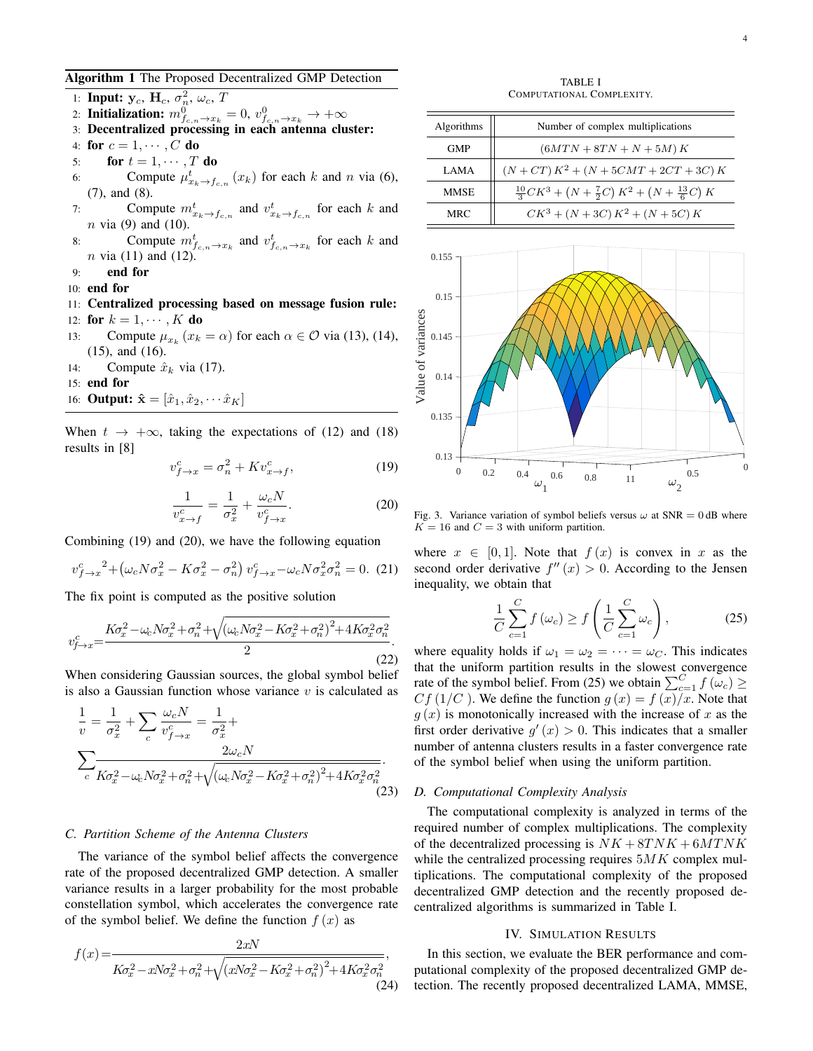**Algorithm 1** The Proposed Decentralized GMP Detection

1: **Input:** $\mathbf{y}_c$, $\mathbf{H}_c$, $\sigma_n^2$, $\omega_c$, $T$
2: **Initialization:** $m^0_{f_{c,n}\to x_k}=0$, $v^0_{f_{c,n}\to x_k}\to +\infty$
3: **Decentralized processing in each antenna cluster:**
4: **for** $c=1,\cdots,C$ **do**
5: **for** $t=1,\cdots,T$ **do**
6: Compute $\mu^t_{x_k\to f_{c,n}}(x_k)$ for each $k$ and $n$ via (6), (7), and (8).
7: Compute $m^t_{x_k\to f_{c,n}}$ and $v^t_{x_k\to f_{c,n}}$ for each $k$ and $n$ via (9) and (10).
8: Compute $m^t_{f_{c,n}\to x_k}$ and $v^t_{f_{c,n}\to x_k}$ for each $k$ and $n$ via (11) and (12).
9: **end for**
10: **end for**
11: **Centralized processing based on message fusion rule:**
12: **for** $k=1,\cdots,K$ **do**
13: Compute $\mu_{x_k}(x_k=\alpha)$ for each $\alpha\in\mathcal{O}$ via (13), (14), (15), and (16).
14: Compute $\hat{x}_k$ via (17).
15: **end for**
16: **Output:** $\hat{\mathbf{x}}=[\hat{x}_1,\hat{x}_2,\cdots\hat{x}_K]$

When $t\to+\infty$, taking the expectations of (12) and (18) results in [8]

$$v^c_{f\to x}=\sigma_n^2+Kv^c_{x\to f}, \tag{19}$$

$$\frac{1}{v^c_{x\to f}}=\frac{1}{\sigma_x^2}+\frac{\omega_c N}{v^c_{f\to x}}. \tag{20}$$

Combining (19) and (20), we have the following equation

$${v^c_{f\to x}}^2+\left(\omega_c N\sigma_x^2-K\sigma_x^2-\sigma_n^2\right)v^c_{f\to x}-\omega_c N\sigma_x^2\sigma_n^2=0. \tag{21}$$

The fix point is computed as the positive solution

$$v^c_{f\to x}=\frac{K\sigma_x^2-\omega_c N\sigma_x^2+\sigma_n^2+\sqrt{\left(\omega_c N\sigma_x^2-K\sigma_x^2+\sigma_n^2\right)^2+4K\sigma_x^2\sigma_n^2}}{2}. \tag{22}$$

When considering Gaussian sources, the global symbol belief is also a Gaussian function whose variance $v$ is calculated as

$$\frac{1}{v}=\frac{1}{\sigma_x^2}+\sum_c\frac{\omega_c N}{v^c_{f\to x}}=\frac{1}{\sigma_x^2}+\sum_c\frac{2\omega_c N}{K\sigma_x^2-\omega_c N\sigma_x^2+\sigma_n^2+\sqrt{\left(\omega_c N\sigma_x^2-K\sigma_x^2+\sigma_n^2\right)^2+4K\sigma_x^2\sigma_n^2}}. \tag{23}$$

### C. Partition Scheme of the Antenna Clusters

The variance of the symbol belief affects the convergence rate of the proposed decentralized GMP detection. A smaller variance results in a larger probability for the most probable constellation symbol, which accelerates the convergence rate of the symbol belief. We define the function $f(x)$ as

$$f(x)=\frac{2xN}{K\sigma_x^2-xN\sigma_x^2+\sigma_n^2+\sqrt{\left(xN\sigma_x^2-K\sigma_x^2+\sigma_n^2\right)^2+4K\sigma_x^2\sigma_n^2}}, \tag{24}$$

where $x\in[0,1]$. Note that $f(x)$ is convex in $x$ as the second order derivative $f''(x)>0$. According to the Jensen inequality, we obtain that

$$\frac{1}{C}\sum_{c=1}^{C}f(\omega_c)\geq f\left(\frac{1}{C}\sum_{c=1}^{C}\omega_c\right), \tag{25}$$

where equality holds if $\omega_1=\omega_2=\cdots=\omega_C$. This indicates that the uniform partition results in the slowest convergence rate of the symbol belief. From (25) we obtain $\sum_{c=1}^{C}f(\omega_c)\geq Cf(1/C)$. We define the function $g(x)=f(x)/x$. Note that $g(x)$ is monotonically increased with the increase of $x$ as the first order derivative $g'(x)>0$. This indicates that a smaller number of antenna clusters results in a faster convergence rate of the symbol belief when using the uniform partition.

### D. Computational Complexity Analysis

The computational complexity is analyzed in terms of the required number of complex multiplications. The complexity of the decentralized processing is $NK+8TNK+6MTNK$ while the centralized processing requires $5MK$ complex multiplications. The computational complexity of the proposed decentralized GMP detection and the recently proposed decentralized algorithms is summarized in Table I.

TABLE I
COMPUTATIONAL COMPLEXITY.

| Algorithms | Number of complex multiplications |
|---|---|
| GMP | $(6MTN+8TN+N+5M)K$ |
| LAMA | $(N+CT)K^2+(N+5CMT+2CT+3C)K$ |
| MMSE | $\frac{10}{3}CK^3+\left(N+\frac{7}{2}C\right)K^2+\left(N+\frac{13}{6}C\right)K$ |
| MRC | $CK^3+(N+3C)K^2+(N+5C)K$ |

Fig. 3. Variance variation of symbol beliefs versus $\omega$ at SNR $=0$ dB where $K=16$ and $C=3$ with uniform partition.

## IV. SIMULATION RESULTS

In this section, we evaluate the BER performance and computational complexity of the proposed decentralized GMP detection. The recently proposed decentralized LAMA, MMSE,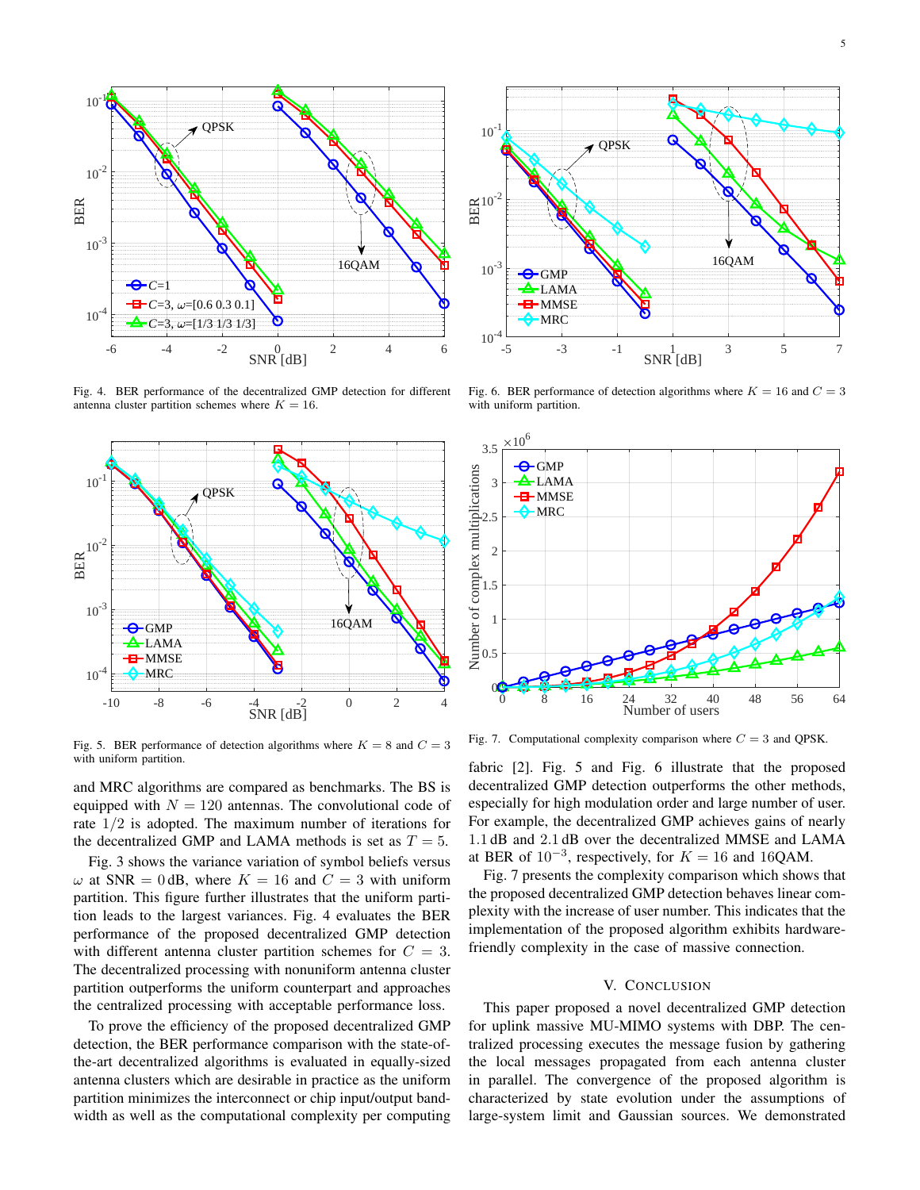Fig. 4. BER performance of the decentralized GMP detection for different antenna cluster partition schemes where $K = 16$.

Fig. 6. BER performance of detection algorithms where $K = 16$ and $C = 3$ with uniform partition.

Fig. 5. BER performance of detection algorithms where $K = 8$ and $C = 3$ with uniform partition.

Fig. 7. Computational complexity comparison where $C = 3$ and QPSK.

and MRC algorithms are compared as benchmarks. The BS is equipped with $N = 120$ antennas. The convolutional code of rate $1/2$ is adopted. The maximum number of iterations for the decentralized GMP and LAMA methods is set as $T = 5$.

Fig. 3 shows the variance variation of symbol beliefs versus $\omega$ at SNR $= 0$ dB, where $K = 16$ and $C = 3$ with uniform partition. This figure further illustrates that the uniform partition leads to the largest variances. Fig. 4 evaluates the BER performance of the proposed decentralized GMP detection with different antenna cluster partition schemes for $C = 3$. The decentralized processing with nonuniform antenna cluster partition outperforms the uniform counterpart and approaches the centralized processing with acceptable performance loss.

To prove the efficiency of the proposed decentralized GMP detection, the BER performance comparison with the state-of-the-art decentralized algorithms is evaluated in equally-sized antenna clusters which are desirable in practice as the uniform partition minimizes the interconnect or chip input/output bandwidth as well as the computational complexity per computing fabric [2]. Fig. 5 and Fig. 6 illustrate that the proposed decentralized GMP detection outperforms the other methods, especially for high modulation order and large number of user. For example, the decentralized GMP achieves gains of nearly 1.1 dB and 2.1 dB over the decentralized MMSE and LAMA at BER of $10^{-3}$, respectively, for $K = 16$ and 16QAM.

Fig. 7 presents the complexity comparison which shows that the proposed decentralized GMP detection behaves linear complexity with the increase of user number. This indicates that the implementation of the proposed algorithm exhibits hardware-friendly complexity in the case of massive connection.

## V. Conclusion

This paper proposed a novel decentralized GMP detection for uplink massive MU-MIMO systems with DBP. The centralized processing executes the message fusion by gathering the local messages propagated from each antenna cluster in parallel. The convergence of the proposed algorithm is characterized by state evolution under the assumptions of large-system limit and Gaussian sources. We demonstrated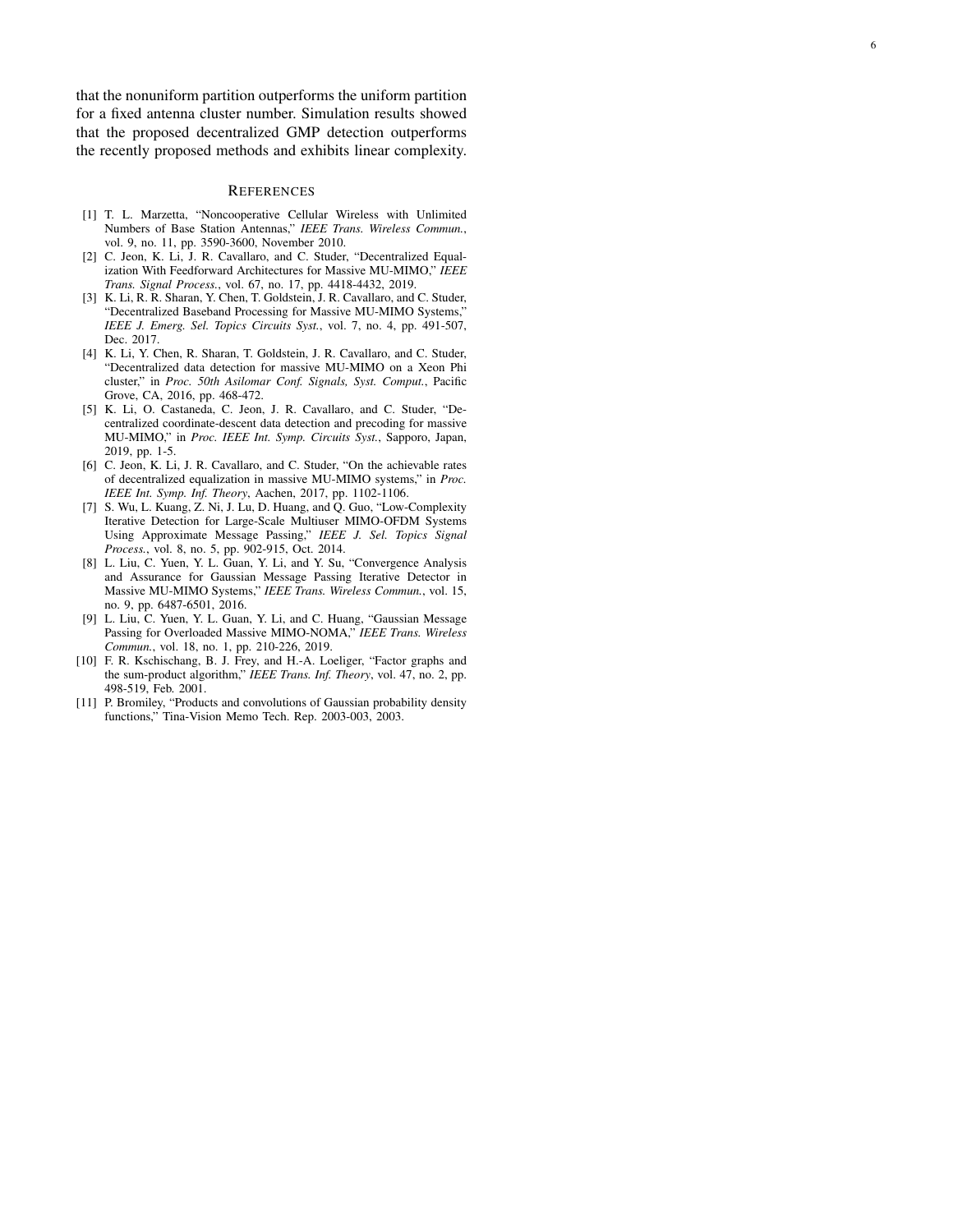that the nonuniform partition outperforms the uniform partition for a fixed antenna cluster number. Simulation results showed that the proposed decentralized GMP detection outperforms the recently proposed methods and exhibits linear complexity.

## References

[1] T. L. Marzetta, "Noncooperative Cellular Wireless with Unlimited Numbers of Base Station Antennas," *IEEE Trans. Wireless Commun.*, vol. 9, no. 11, pp. 3590-3600, November 2010.

[2] C. Jeon, K. Li, J. R. Cavallaro, and C. Studer, "Decentralized Equalization With Feedforward Architectures for Massive MU-MIMO," *IEEE Trans. Signal Process.*, vol. 67, no. 17, pp. 4418-4432, 2019.

[3] K. Li, R. R. Sharan, Y. Chen, T. Goldstein, J. R. Cavallaro, and C. Studer, "Decentralized Baseband Processing for Massive MU-MIMO Systems," *IEEE J. Emerg. Sel. Topics Circuits Syst.*, vol. 7, no. 4, pp. 491-507, Dec. 2017.

[4] K. Li, Y. Chen, R. Sharan, T. Goldstein, J. R. Cavallaro, and C. Studer, "Decentralized data detection for massive MU-MIMO on a Xeon Phi cluster," in *Proc. 50th Asilomar Conf. Signals, Syst. Comput.*, Pacific Grove, CA, 2016, pp. 468-472.

[5] K. Li, O. Castaneda, C. Jeon, J. R. Cavallaro, and C. Studer, "Decentralized coordinate-descent data detection and precoding for massive MU-MIMO," in *Proc. IEEE Int. Symp. Circuits Syst.*, Sapporo, Japan, 2019, pp. 1-5.

[6] C. Jeon, K. Li, J. R. Cavallaro, and C. Studer, "On the achievable rates of decentralized equalization in massive MU-MIMO systems," in *Proc. IEEE Int. Symp. Inf. Theory*, Aachen, 2017, pp. 1102-1106.

[7] S. Wu, L. Kuang, Z. Ni, J. Lu, D. Huang, and Q. Guo, "Low-Complexity Iterative Detection for Large-Scale Multiuser MIMO-OFDM Systems Using Approximate Message Passing," *IEEE J. Sel. Topics Signal Process.*, vol. 8, no. 5, pp. 902-915, Oct. 2014.

[8] L. Liu, C. Yuen, Y. L. Guan, Y. Li, and Y. Su, "Convergence Analysis and Assurance for Gaussian Message Passing Iterative Detector in Massive MU-MIMO Systems," *IEEE Trans. Wireless Commun.*, vol. 15, no. 9, pp. 6487-6501, 2016.

[9] L. Liu, C. Yuen, Y. L. Guan, Y. Li, and C. Huang, "Gaussian Message Passing for Overloaded Massive MIMO-NOMA," *IEEE Trans. Wireless Commun.*, vol. 18, no. 1, pp. 210-226, 2019.

[10] F. R. Kschischang, B. J. Frey, and H.-A. Loeliger, "Factor graphs and the sum-product algorithm," *IEEE Trans. Inf. Theory*, vol. 47, no. 2, pp. 498-519, Feb. 2001.

[11] P. Bromiley, "Products and convolutions of Gaussian probability density functions," Tina-Vision Memo Tech. Rep. 2003-003, 2003.